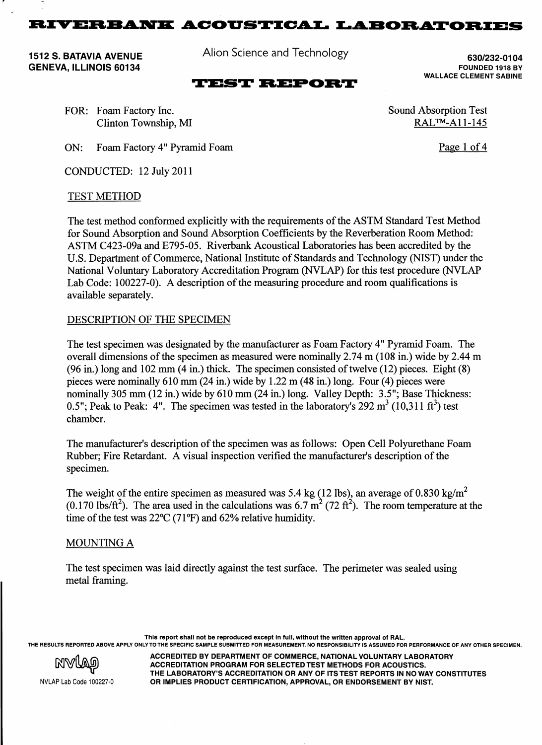# RIVERBANK ACOUSTICAL LABORATORIES

**1512 S. BATAVIA AVENUE**
**GENEVA, ILLINOIS 60134**

Alion Science and Technology

**630/232-0104**
**FOUNDED 1918 BY**
**WALLACE CLEMENT SABINE**

## TEST REPORT

FOR: Foam Factory Inc.
Clinton Township, MI

Sound Absorption Test
RAL™-A11-145

ON: Foam Factory 4" Pyramid Foam

CONDUCTED: 12 July 2011

### TEST METHOD

The test method conformed explicitly with the requirements of the ASTM Standard Test Method for Sound Absorption and Sound Absorption Coefficients by the Reverberation Room Method: ASTM C423-09a and E795-05. Riverbank Acoustical Laboratories has been accredited by the U.S. Department of Commerce, National Institute of Standards and Technology (NIST) under the National Voluntary Laboratory Accreditation Program (NVLAP) for this test procedure (NVLAP Lab Code: 100227-0). A description of the measuring procedure and room qualifications is available separately.

### DESCRIPTION OF THE SPECIMEN

The test specimen was designated by the manufacturer as Foam Factory 4" Pyramid Foam. The overall dimensions of the specimen as measured were nominally 2.74 m (108 in.) wide by 2.44 m (96 in.) long and 102 mm (4 in.) thick. The specimen consisted of twelve (12) pieces. Eight (8) pieces were nominally 610 mm (24 in.) wide by 1.22 m (48 in.) long. Four (4) pieces were nominally 305 mm (12 in.) wide by 610 mm (24 in.) long. Valley Depth: 3.5"; Base Thickness: 0.5"; Peak to Peak: 4". The specimen was tested in the laboratory's 292 $m^3$ (10,311 $ft^3$) test chamber.

The manufacturer's description of the specimen was as follows: Open Cell Polyurethane Foam Rubber; Fire Retardant. A visual inspection verified the manufacturer's description of the specimen.

The weight of the entire specimen as measured was 5.4 kg (12 lbs), an average of 0.830 $kg/m^2$ (0.170 $lbs/ft^2$). The area used in the calculations was 6.7 $m^2$ (72 $ft^2$). The room temperature at the time of the test was 22°C (71°F) and 62% relative humidity.

### MOUNTING A

The test specimen was laid directly against the test surface. The perimeter was sealed using metal framing.

This report shall not be reproduced except in full, without the written approval of RAL.
THE RESULTS REPORTED ABOVE APPLY ONLY TO THE SPECIFIC SAMPLE SUBMITTED FOR MEASUREMENT. NO RESPONSIBILITY IS ASSUMED FOR PERFORMANCE OF ANY OTHER SPECIMEN.

NVLAP Lab Code 100227-0

ACCREDITED BY DEPARTMENT OF COMMERCE, NATIONAL VOLUNTARY LABORATORY ACCREDITATION PROGRAM FOR SELECTED TEST METHODS FOR ACOUSTICS. THE LABORATORY'S ACCREDITATION OR ANY OF ITS TEST REPORTS IN NO WAY CONSTITUTES OR IMPLIES PRODUCT CERTIFICATION, APPROVAL, OR ENDORSEMENT BY NIST.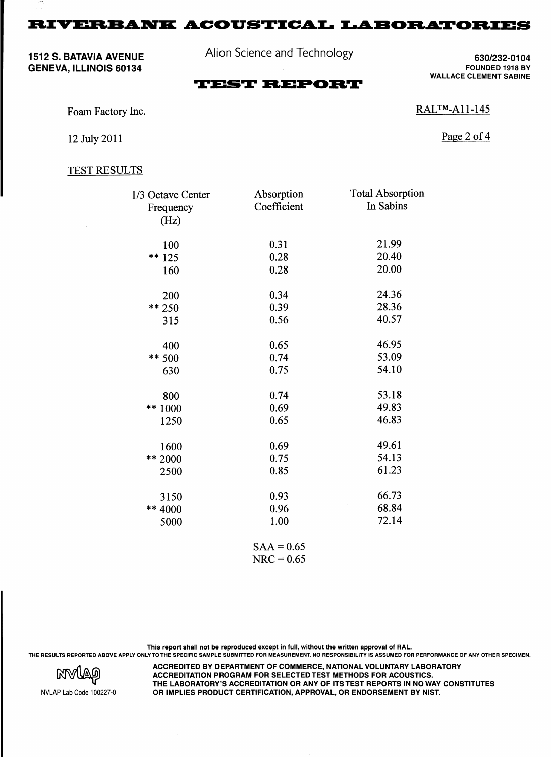# RIVERBANK ACOUSTICAL LABORATORIES

**1512 S. BATAVIA AVENUE**
**GENEVA, ILLINOIS 60134**

Alion Science and Technology

**630/232-0104**
**FOUNDED 1918 BY**
**WALLACE CLEMENT SABINE**

## TEST REPORT

Foam Factory Inc.

RAL™-A11-145

12 July 2011

TEST RESULTS

| 1/3 Octave Center Frequency (Hz) | Absorption Coefficient | Total Absorption In Sabins |
|---|---|---|
| 100 | 0.31 | 21.99 |
| ** 125 | 0.28 | 20.40 |
| 160 | 0.28 | 20.00 |
| 200 | 0.34 | 24.36 |
| ** 250 | 0.39 | 28.36 |
| 315 | 0.56 | 40.57 |
| 400 | 0.65 | 46.95 |
| ** 500 | 0.74 | 53.09 |
| 630 | 0.75 | 54.10 |
| 800 | 0.74 | 53.18 |
| ** 1000 | 0.69 | 49.83 |
| 1250 | 0.65 | 46.83 |
| 1600 | 0.69 | 49.61 |
| ** 2000 | 0.75 | 54.13 |
| 2500 | 0.85 | 61.23 |
| 3150 | 0.93 | 66.73 |
| ** 4000 | 0.96 | 68.84 |
| 5000 | 1.00 | 72.14 |

SAA = 0.65
NRC = 0.65

**This report shall not be reproduced except in full, without the written approval of RAL.**
**THE RESULTS REPORTED ABOVE APPLY ONLY TO THE SPECIFIC SAMPLE SUBMITTED FOR MEASUREMENT. NO RESPONSIBILITY IS ASSUMED FOR PERFORMANCE OF ANY OTHER SPECIMEN.**

NVLAP Lab Code 100227-0

**ACCREDITED BY DEPARTMENT OF COMMERCE, NATIONAL VOLUNTARY LABORATORY ACCREDITATION PROGRAM FOR SELECTED TEST METHODS FOR ACOUSTICS. THE LABORATORY'S ACCREDITATION OR ANY OF ITS TEST REPORTS IN NO WAY CONSTITUTES OR IMPLIES PRODUCT CERTIFICATION, APPROVAL, OR ENDORSEMENT BY NIST.**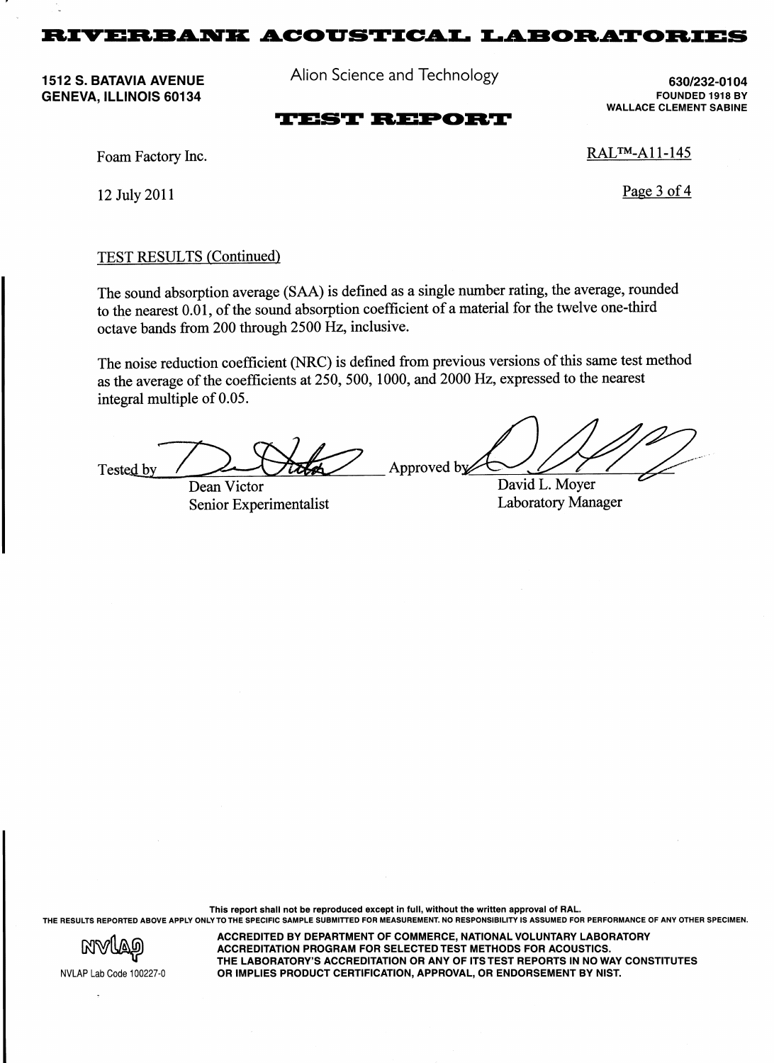TEST RESULTS (Continued)

The sound absorption average (SAA) is defined as a single number rating, the average, rounded to the nearest 0.01, of the sound absorption coefficient of a material for the twelve one-third octave bands from 200 through 2500 Hz, inclusive.

The noise reduction coefficient (NRC) is defined from previous versions of this same test method as the average of the coefficients at 250, 500, 1000, and 2000 Hz, expressed to the nearest integral multiple of 0.05.

Tested by ____________________
Dean Victor
Senior Experimentalist

Approved by ____________________
David L. Moyer
Laboratory Manager

This report shall not be reproduced except in full, without the written approval of RAL.
THE RESULTS REPORTED ABOVE APPLY ONLY TO THE SPECIFIC SAMPLE SUBMITTED FOR MEASUREMENT. NO RESPONSIBILITY IS ASSUMED FOR PERFORMANCE OF ANY OTHER SPECIMEN.

NVLAP Lab Code 100227-0

ACCREDITED BY DEPARTMENT OF COMMERCE, NATIONAL VOLUNTARY LABORATORY ACCREDITATION PROGRAM FOR SELECTED TEST METHODS FOR ACOUSTICS.
THE LABORATORY'S ACCREDITATION OR ANY OF ITS TEST REPORTS IN NO WAY CONSTITUTES OR IMPLIES PRODUCT CERTIFICATION, APPROVAL, OR ENDORSEMENT BY NIST.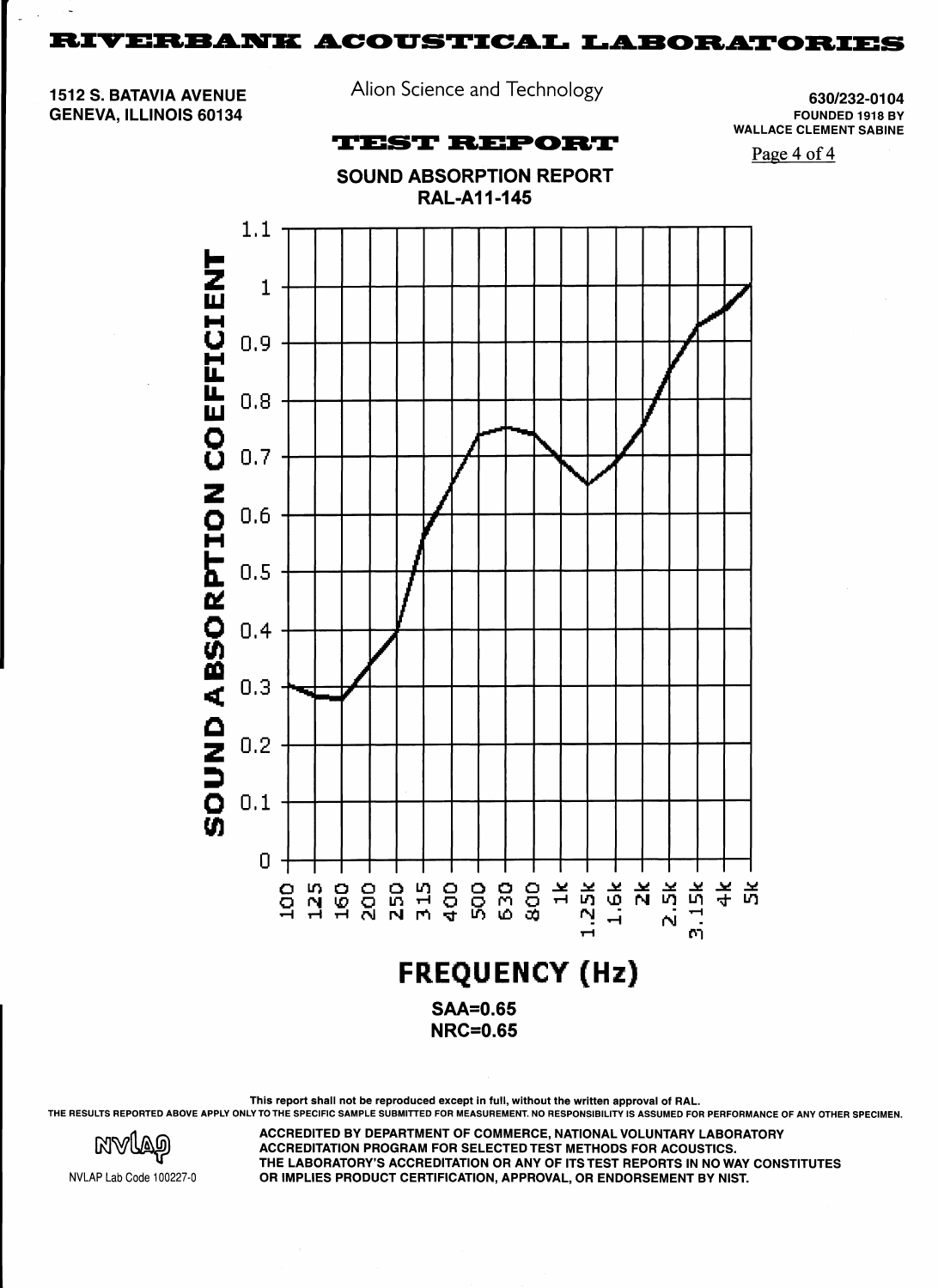# RIVERBANK ACOUSTICAL LABORATORIES

1512 S. BATAVIA AVENUE
GENEVA, ILLINOIS 60134

Alion Science and Technology

630/232-0104
FOUNDED 1918 BY
WALLACE CLEMENT SABINE

## TEST REPORT

### SOUND ABSORPTION REPORT
### RAL-A11-145

SOUND ABSORPTION COEFFICIENT

1.1
1
0.9
0.8
0.7
0.6
0.5
0.4
0.3
0.2
0.1
0

100 125 160 200 250 315 400 500 630 800 1k 1.25k 1.6k 2k 2.5k 3.15k 4k 5k

FREQUENCY (Hz)

**SAA=0.65**
**NRC=0.65**

This report shall not be reproduced except in full, without the written approval of RAL.
THE RESULTS REPORTED ABOVE APPLY ONLY TO THE SPECIFIC SAMPLE SUBMITTED FOR MEASUREMENT. NO RESPONSIBILITY IS ASSUMED FOR PERFORMANCE OF ANY OTHER SPECIMEN.

NVLAP
NVLAP Lab Code 100227-0

ACCREDITED BY DEPARTMENT OF COMMERCE, NATIONAL VOLUNTARY LABORATORY ACCREDITATION PROGRAM FOR SELECTED TEST METHODS FOR ACOUSTICS. THE LABORATORY'S ACCREDITATION OR ANY OF ITS TEST REPORTS IN NO WAY CONSTITUTES OR IMPLIES PRODUCT CERTIFICATION, APPROVAL, OR ENDORSEMENT BY NIST.